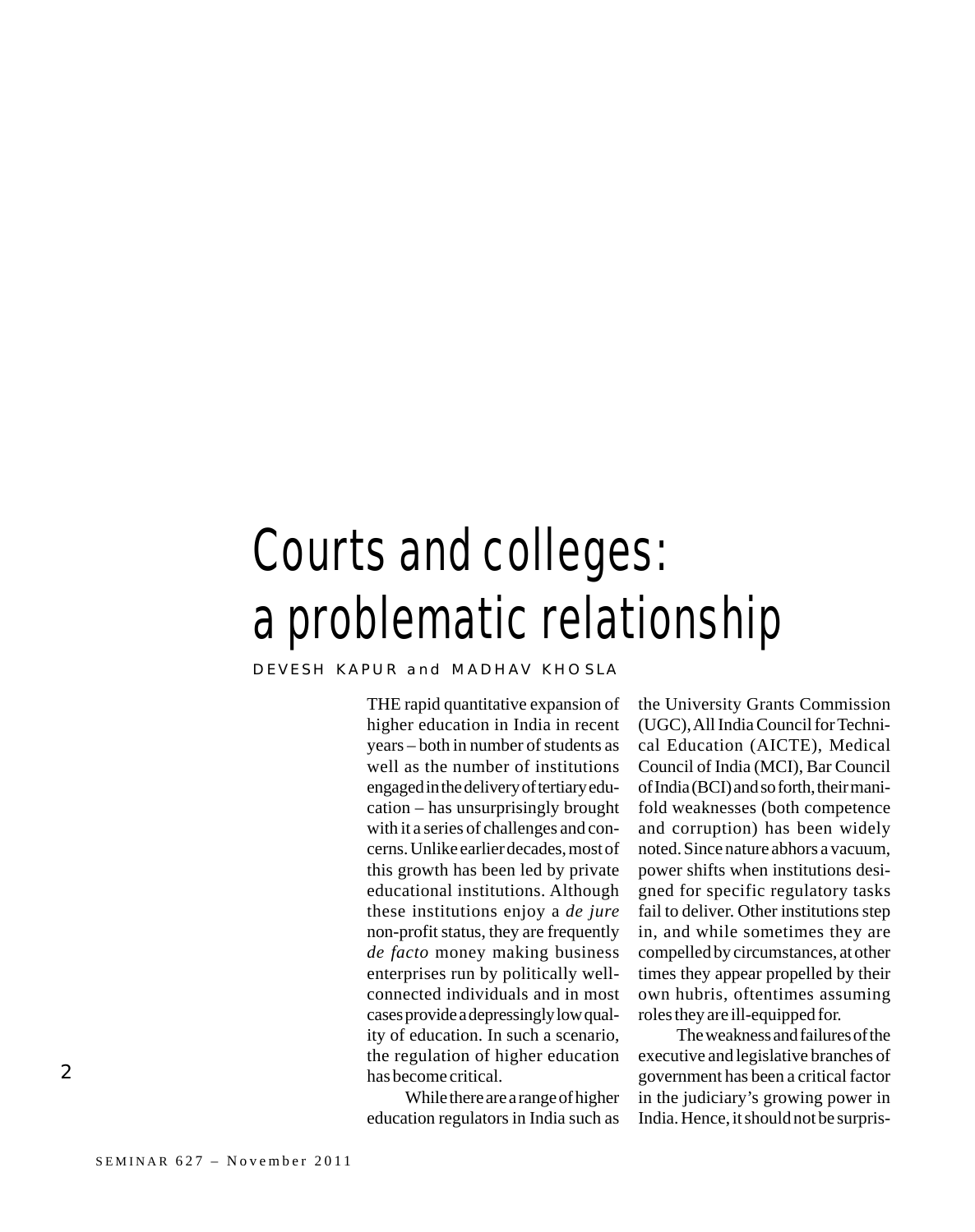# Courts and colleges: a problematic relationship

DEVESH KAPUR and MADHAV KHOSLA

THE rapid quantitative expansion of higher education in India in recent years – both in number of students as well as the number of institutions engaged in the delivery of tertiary education – has unsurprisingly brought with it a series of challenges and concerns. Unlike earlier decades, most of this growth has been led by private educational institutions. Although these institutions enjoy a *de jure* non-profit status, they are frequently *de facto* money making business enterprises run by politically well-connected individuals and in most cases provide a depressingly low quality of education. In such a scenario, the regulation of higher education has become critical.

While there are a range of higher education regulators in India such as the University Grants Commission (UGC), All India Council for Technical Education (AICTE), Medical Council of India (MCI), Bar Council of India (BCI) and so forth, their manifold weaknesses (both competence and corruption) has been widely noted. Since nature abhors a vacuum, power shifts when institutions designed for specific regulatory tasks fail to deliver. Other institutions step in, and while sometimes they are compelled by circumstances, at other times they appear propelled by their own hubris, oftentimes assuming roles they are ill-equipped for.

The weakness and failures of the executive and legislative branches of government has been a critical factor in the judiciary's growing power in India. Hence, it should not be surpris-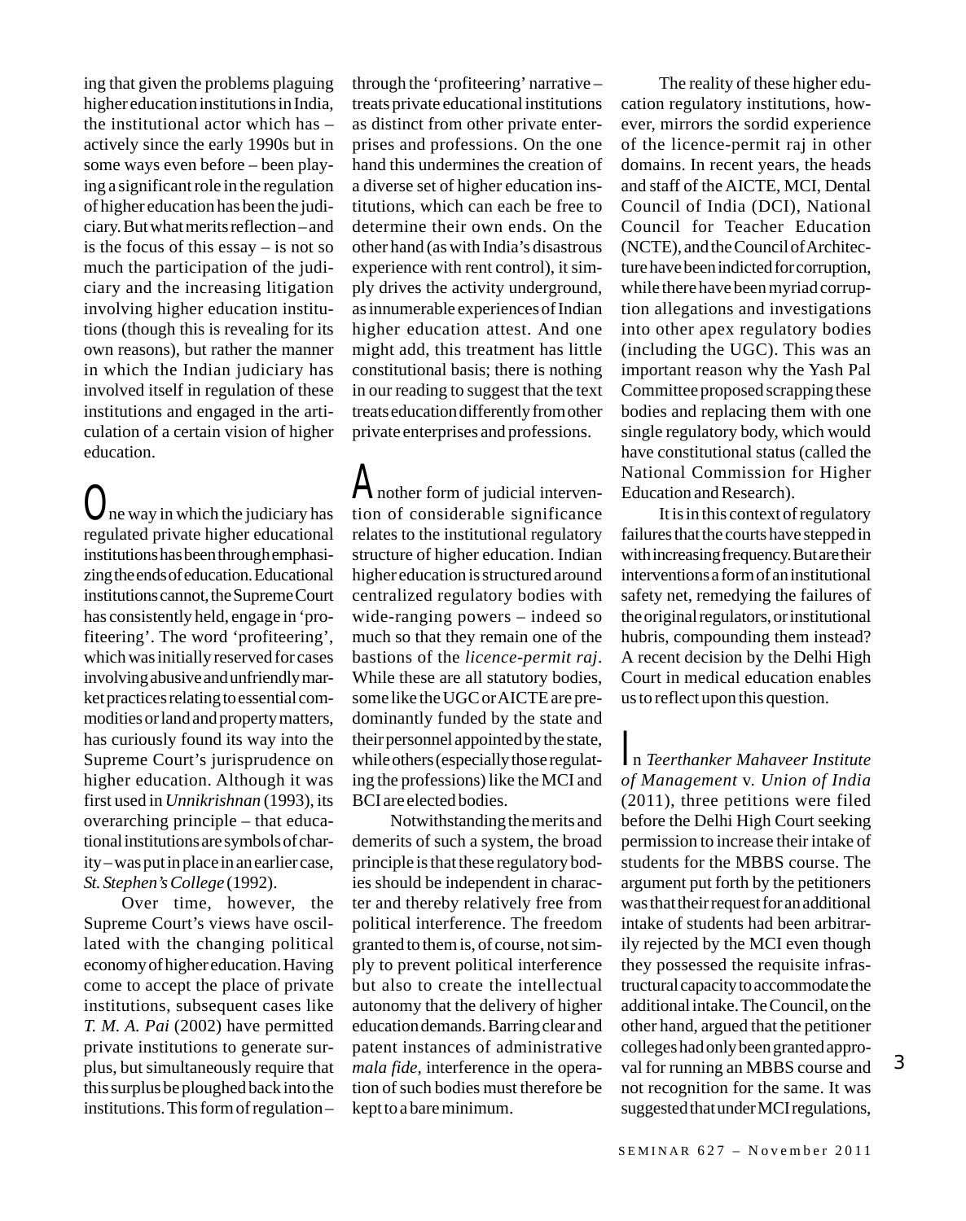ing that given the problems plaguing higher education institutions in India, the institutional actor which has – actively since the early 1990s but in some ways even before – been playing a significant role in the regulation of higher education has been the judiciary. But what merits reflection – and is the focus of this essay – is not so much the participation of the judiciary and the increasing litigation involving higher education institutions (though this is revealing for its own reasons), but rather the manner in which the Indian judiciary has involved itself in regulation of these institutions and engaged in the articulation of a certain vision of higher education.

One way in which the judiciary has regulated private higher educational institutions has been through emphasizing the ends of education. Educational institutions cannot, the Supreme Court has consistently held, engage in 'profiteering'. The word 'profiteering', which was initially reserved for cases involving abusive and unfriendly market practices relating to essential commodities or land and property matters, has curiously found its way into the Supreme Court's jurisprudence on higher education. Although it was first used in *Unnikrishnan* (1993), its overarching principle – that educational institutions are symbols of charity – was put in place in an earlier case, *St. Stephen's College* (1992).

Over time, however, the Supreme Court's views have oscillated with the changing political economy of higher education. Having come to accept the place of private institutions, subsequent cases like *T. M. A. Pai* (2002) have permitted private institutions to generate surplus, but simultaneously require that this surplus be ploughed back into the institutions. This form of regulation – through the 'profiteering' narrative – treats private educational institutions as distinct from other private enterprises and professions. On the one hand this undermines the creation of a diverse set of higher education institutions, which can each be free to determine their own ends. On the other hand (as with India's disastrous experience with rent control), it simply drives the activity underground, as innumerable experiences of Indian higher education attest. And one might add, this treatment has little constitutional basis; there is nothing in our reading to suggest that the text treats education differently from other private enterprises and professions.

Another form of judicial intervention of considerable significance relates to the institutional regulatory structure of higher education. Indian higher education is structured around centralized regulatory bodies with wide-ranging powers – indeed so much so that they remain one of the bastions of the *licence-permit raj*. While these are all statutory bodies, some like the UGC or AICTE are predominantly funded by the state and their personnel appointed by the state, while others (especially those regulating the professions) like the MCI and BCI are elected bodies.

Notwithstanding the merits and demerits of such a system, the broad principle is that these regulatory bodies should be independent in character and thereby relatively free from political interference. The freedom granted to them is, of course, not simply to prevent political interference but also to create the intellectual autonomy that the delivery of higher education demands. Barring clear and patent instances of administrative *mala fide*, interference in the operation of such bodies must therefore be kept to a bare minimum.

The reality of these higher education regulatory institutions, however, mirrors the sordid experience of the licence-permit raj in other domains. In recent years, the heads and staff of the AICTE, MCI, Dental Council of India (DCI), National Council for Teacher Education (NCTE), and the Council of Architecture have been indicted for corruption, while there have been myriad corruption allegations and investigations into other apex regulatory bodies (including the UGC). This was an important reason why the Yash Pal Committee proposed scrapping these bodies and replacing them with one single regulatory body, which would have constitutional status (called the National Commission for Higher Education and Research).

It is in this context of regulatory failures that the courts have stepped in with increasing frequency. But are their interventions a form of an institutional safety net, remedying the failures of the original regulators, or institutional hubris, compounding them instead? A recent decision by the Delhi High Court in medical education enables us to reflect upon this question.

In *Teerthanker Mahaveer Institute of Management* v. *Union of India* (2011), three petitions were filed before the Delhi High Court seeking permission to increase their intake of students for the MBBS course. The argument put forth by the petitioners was that their request for an additional intake of students had been arbitrarily rejected by the MCI even though they possessed the requisite infrastructural capacity to accommodate the additional intake. The Council, on the other hand, argued that the petitioner colleges had only been granted approval for running an MBBS course and not recognition for the same. It was suggested that under MCI regulations,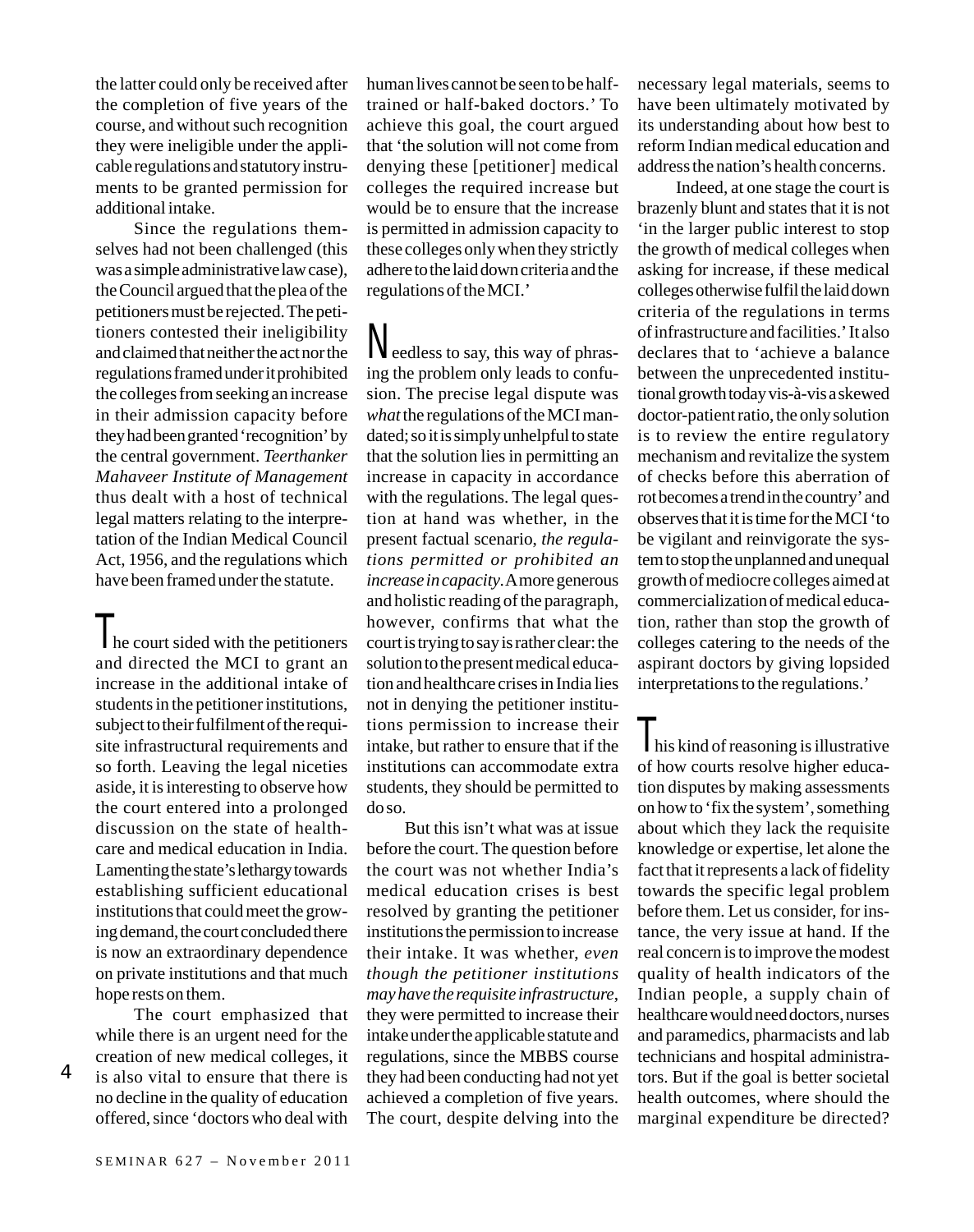the latter could only be received after the completion of five years of the course, and without such recognition they were ineligible under the applicable regulations and statutory instruments to be granted permission for additional intake.

Since the regulations themselves had not been challenged (this was a simple administrative law case), the Council argued that the plea of the petitioners must be rejected. The petitioners contested their ineligibility and claimed that neither the act nor the regulations framed under it prohibited the colleges from seeking an increase in their admission capacity before they had been granted 'recognition' by the central government. *Teerthanker Mahaveer Institute of Management* thus dealt with a host of technical legal matters relating to the interpretation of the Indian Medical Council Act, 1956, and the regulations which have been framed under the statute.

The court sided with the petitioners and directed the MCI to grant an increase in the additional intake of students in the petitioner institutions, subject to their fulfilment of the requisite infrastructural requirements and so forth. Leaving the legal niceties aside, it is interesting to observe how the court entered into a prolonged discussion on the state of healthcare and medical education in India. Lamenting the state's lethargy towards establishing sufficient educational institutions that could meet the growing demand, the court concluded there is now an extraordinary dependence on private institutions and that much hope rests on them.

The court emphasized that while there is an urgent need for the creation of new medical colleges, it is also vital to ensure that there is no decline in the quality of education offered, since 'doctors who deal with human lives cannot be seen to be half-trained or half-baked doctors.' To achieve this goal, the court argued that 'the solution will not come from denying these [petitioner] medical colleges the required increase but would be to ensure that the increase is permitted in admission capacity to these colleges only when they strictly adhere to the laid down criteria and the regulations of the MCI.'

Needless to say, this way of phrasing the problem only leads to confusion. The precise legal dispute was *what* the regulations of the MCI mandated; so it is simply unhelpful to state that the solution lies in permitting an increase in capacity in accordance with the regulations. The legal question at hand was whether, in the present factual scenario, *the regulations permitted or prohibited an increase in capacity*. A more generous and holistic reading of the paragraph, however, confirms that what the court is trying to say is rather clear: the solution to the present medical education and healthcare crises in India lies not in denying the petitioner institutions permission to increase their intake, but rather to ensure that if the institutions can accommodate extra students, they should be permitted to do so.

But this isn't what was at issue before the court. The question before the court was not whether India's medical education crises is best resolved by granting the petitioner institutions the permission to increase their intake. It was whether, *even though the petitioner institutions may have the requisite infrastructure*, they were permitted to increase their intake under the applicable statute and regulations, since the MBBS course they had been conducting had not yet achieved a completion of five years. The court, despite delving into the necessary legal materials, seems to have been ultimately motivated by its understanding about how best to reform Indian medical education and address the nation's health concerns.

Indeed, at one stage the court is brazenly blunt and states that it is not 'in the larger public interest to stop the growth of medical colleges when asking for increase, if these medical colleges otherwise fulfil the laid down criteria of the regulations in terms of infrastructure and facilities.' It also declares that to 'achieve a balance between the unprecedented institutional growth today vis-à-vis a skewed doctor-patient ratio, the only solution is to review the entire regulatory mechanism and revitalize the system of checks before this aberration of rot becomes a trend in the country' and observes that it is time for the MCI 'to be vigilant and reinvigorate the system to stop the unplanned and unequal growth of mediocre colleges aimed at commercialization of medical education, rather than stop the growth of colleges catering to the needs of the aspirant doctors by giving lopsided interpretations to the regulations.'

This kind of reasoning is illustrative of how courts resolve higher education disputes by making assessments on how to 'fix the system', something about which they lack the requisite knowledge or expertise, let alone the fact that it represents a lack of fidelity towards the specific legal problem before them. Let us consider, for instance, the very issue at hand. If the real concern is to improve the modest quality of health indicators of the Indian people, a supply chain of healthcare would need doctors, nurses and paramedics, pharmacists and lab technicians and hospital administrators. But if the goal is better societal health outcomes, where should the marginal expenditure be directed?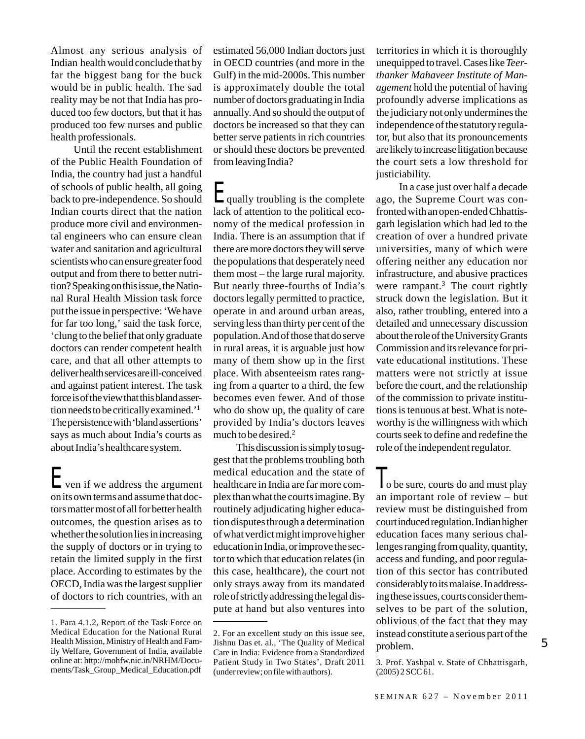Almost any serious analysis of Indian health would conclude that by far the biggest bang for the buck would be in public health. The sad reality may be not that India has produced too few doctors, but that it has produced too few nurses and public health professionals.

Until the recent establishment of the Public Health Foundation of India, the country had just a handful of schools of public health, all going back to pre-independence. So should Indian courts direct that the nation produce more civil and environmental engineers who can ensure clean water and sanitation and agricultural scientists who can ensure greater food output and from there to better nutrition? Speaking on this issue, the National Rural Health Mission task force put the issue in perspective: 'We have for far too long,' said the task force, 'clung to the belief that only graduate doctors can render competent health care, and that all other attempts to deliver health services are ill-conceived and against patient interest. The task force is of the view that this bland assertion needs to be critically examined.'[1] The persistence with 'bland assertions' says as much about India's courts as about India's healthcare system.

Even if we address the argument on its own terms and assume that doctors matter most of all for better health outcomes, the question arises as to whether the solution lies in increasing the supply of doctors or in trying to retain the limited supply in the first place. According to estimates by the OECD, India was the largest supplier of doctors to rich countries, with an estimated 56,000 Indian doctors just in OECD countries (and more in the Gulf) in the mid-2000s. This number is approximately double the total number of doctors graduating in India annually. And so should the output of doctors be increased so that they can better serve patients in rich countries or should these doctors be prevented from leaving India?

Equally troubling is the complete lack of attention to the political economy of the medical profession in India. There is an assumption that if there are more doctors they will serve the populations that desperately need them most – the large rural majority. But nearly three-fourths of India's doctors legally permitted to practice, operate in and around urban areas, serving less than thirty per cent of the population. And of those that do serve in rural areas, it is arguable just how many of them show up in the first place. With absenteeism rates ranging from a quarter to a third, the few becomes even fewer. And of those who do show up, the quality of care provided by India's doctors leaves much to be desired.[2]

This discussion is simply to suggest that the problems troubling both medical education and the state of healthcare in India are far more complex than what the courts imagine. By routinely adjudicating higher education disputes through a determination of what verdict might improve higher education in India, or improve the sector to which that education relates (in this case, healthcare), the court not only strays away from its mandated role of strictly addressing the legal dispute at hand but also ventures into territories in which it is thoroughly unequipped to travel. Cases like *Teerthanker Mahaveer Institute of Management* hold the potential of having profoundly adverse implications as the judiciary not only undermines the independence of the statutory regulator, but also that its pronouncements are likely to increase litigation because the court sets a low threshold for justiciability.

In a case just over half a decade ago, the Supreme Court was confronted with an open-ended Chhattisgarh legislation which had led to the creation of over a hundred private universities, many of which were offering neither any education nor infrastructure, and abusive practices were rampant.[3] The court rightly struck down the legislation. But it also, rather troubling, entered into a detailed and unnecessary discussion about the role of the University Grants Commission and its relevance for private educational institutions. These matters were not strictly at issue before the court, and the relationship of the commission to private institutions is tenuous at best. What is noteworthy is the willingness with which courts seek to define and redefine the role of the independent regulator.

To be sure, courts do and must play an important role of review – but review must be distinguished from court induced regulation. Indian higher education faces many serious challenges ranging from quality, quantity, access and funding, and poor regulation of this sector has contributed considerably to its malaise. In addressing these issues, courts consider themselves to be part of the solution, oblivious of the fact that they may instead constitute a serious part of the problem.

---

1. Para 4.1.2, Report of the Task Force on Medical Education for the National Rural Health Mission, Ministry of Health and Family Welfare, Government of India, available online at: http://mohfw.nic.in/NRHM/Documents/Task_Group_Medical_Education.pdf

2. For an excellent study on this issue see, Jishnu Das et. al., 'The Quality of Medical Care in India: Evidence from a Standardized Patient Study in Two States', Draft 2011 (under review; on file with authors).

3. Prof. Yashpal v. State of Chhattisgarh, (2005) 2 SCC 61.